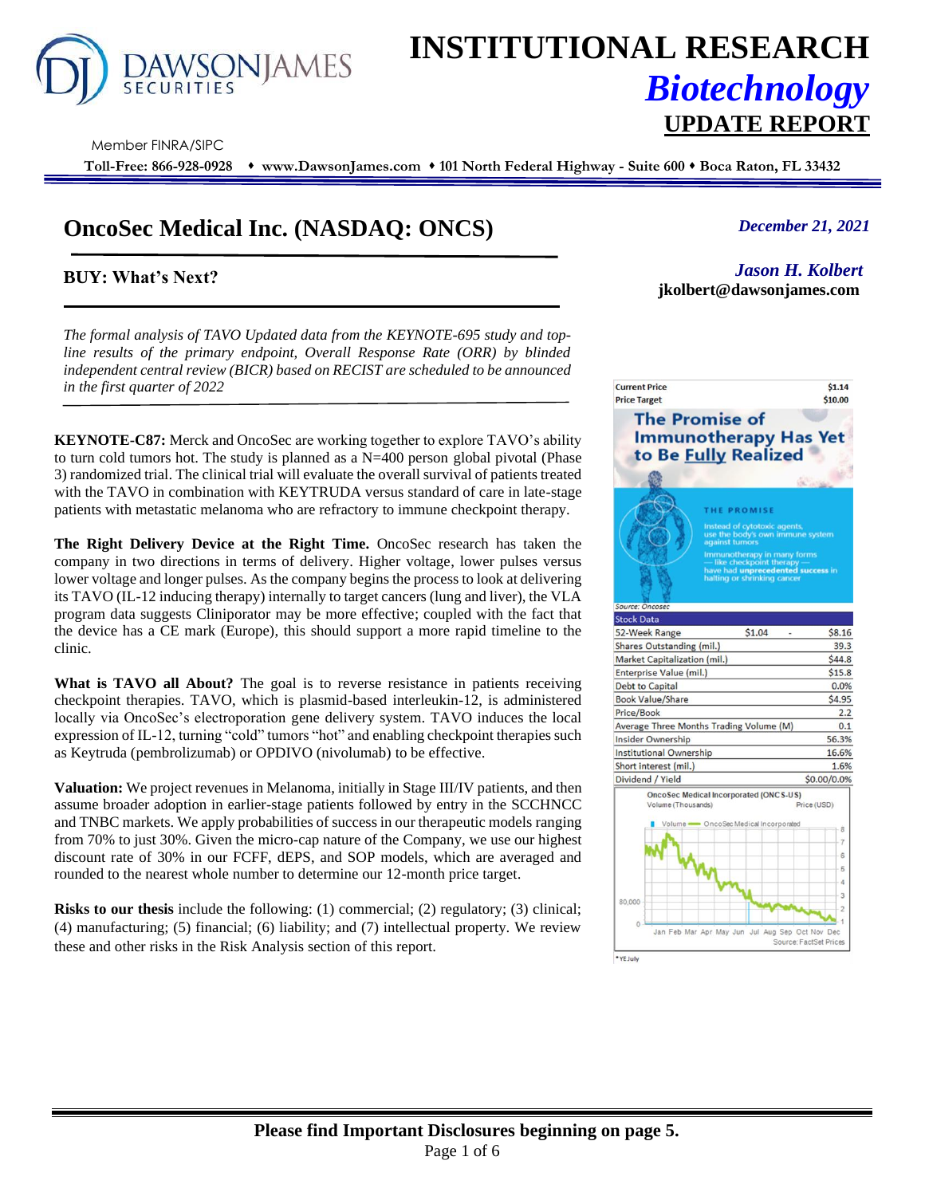# INSTITUTIONAL RESEARCH
## *Biotechnology*
## UPDATE REPORT

Member FINRA/SIPC

**Toll-Free: 866-928-0928 ♦ www.DawsonJames.com ♦ 101 North Federal Highway - Suite 600 ♦ Boca Raton, FL 33432**

# OncoSec Medical Inc. (NASDAQ: ONCS)

*December 21, 2021*

## BUY: What's Next?

*Jason H. Kolbert*
**jkolbert@dawsonjames.com**

*The formal analysis of TAVO Updated data from the KEYNOTE-695 study and top-line results of the primary endpoint, Overall Response Rate (ORR) by blinded independent central review (BICR) based on RECIST are scheduled to be announced in the first quarter of 2022*

**KEYNOTE-C87:** Merck and OncoSec are working together to explore TAVO's ability to turn cold tumors hot. The study is planned as a N=400 person global pivotal (Phase 3) randomized trial. The clinical trial will evaluate the overall survival of patients treated with the TAVO in combination with KEYTRUDA versus standard of care in late-stage patients with metastatic melanoma who are refractory to immune checkpoint therapy.

**The Right Delivery Device at the Right Time.** OncoSec research has taken the company in two directions in terms of delivery. Higher voltage, lower pulses versus lower voltage and longer pulses. As the company begins the process to look at delivering its TAVO (IL-12 inducing therapy) internally to target cancers (lung and liver), the VLA program data suggests Cliniporator may be more effective; coupled with the fact that the device has a CE mark (Europe), this should support a more rapid timeline to the clinic.

**What is TAVO all About?** The goal is to reverse resistance in patients receiving checkpoint therapies. TAVO, which is plasmid-based interleukin-12, is administered locally via OncoSec's electroporation gene delivery system. TAVO induces the local expression of IL-12, turning "cold" tumors "hot" and enabling checkpoint therapies such as Keytruda (pembrolizumab) or OPDIVO (nivolumab) to be effective.

**Valuation:** We project revenues in Melanoma, initially in Stage III/IV patients, and then assume broader adoption in earlier-stage patients followed by entry in the SCCHNCC and TNBC markets. We apply probabilities of success in our therapeutic models ranging from 70% to just 30%. Given the micro-cap nature of the Company, we use our highest discount rate of 30% in our FCFF, dEPS, and SOP models, which are averaged and rounded to the nearest whole number to determine our 12-month price target.

**Risks to our thesis** include the following: (1) commercial; (2) regulatory; (3) clinical; (4) manufacturing; (5) financial; (6) liability; and (7) intellectual property. We review these and other risks in the Risk Analysis section of this report.

| | |
|---|---|
| Current Price | $1.14 |
| Price Target | $10.00 |

**The Promise of Immunotherapy Has Yet to Be Fully Realized**

THE PROMISE

Instead of cytotoxic agents, use the body's own immune system against tumors

Immunotherapy in many forms — like checkpoint therapy — have had **unprecedented success** in halting or shrinking cancer

Source: Oncosec

| Stock Data | | |
|---|---|---|
| 52-Week Range | $1.04 - | $8.16 |
| Shares Outstanding (mil.) | | 39.3 |
| Market Capitalization (mil.) | | $44.8 |
| Enterprise Value (mil.) | | $15.8 |
| Debt to Capital | | 0.0% |
| Book Value/Share | | $4.95 |
| Price/Book | | 2.2 |
| Average Three Months Trading Volume (M) | | 0.1 |
| Insider Ownership | | 56.3% |
| Institutional Ownership | | 16.6% |
| Short interest (mil.) | | 1.6% |
| Dividend / Yield | | $0.00/0.0% |

OncoSec Medical Incorporated (ONCS-US)
Volume (Thousands) — Price (USD)

Source: FactSet Prices

*YE July

**Please find Important Disclosures beginning on page 5.**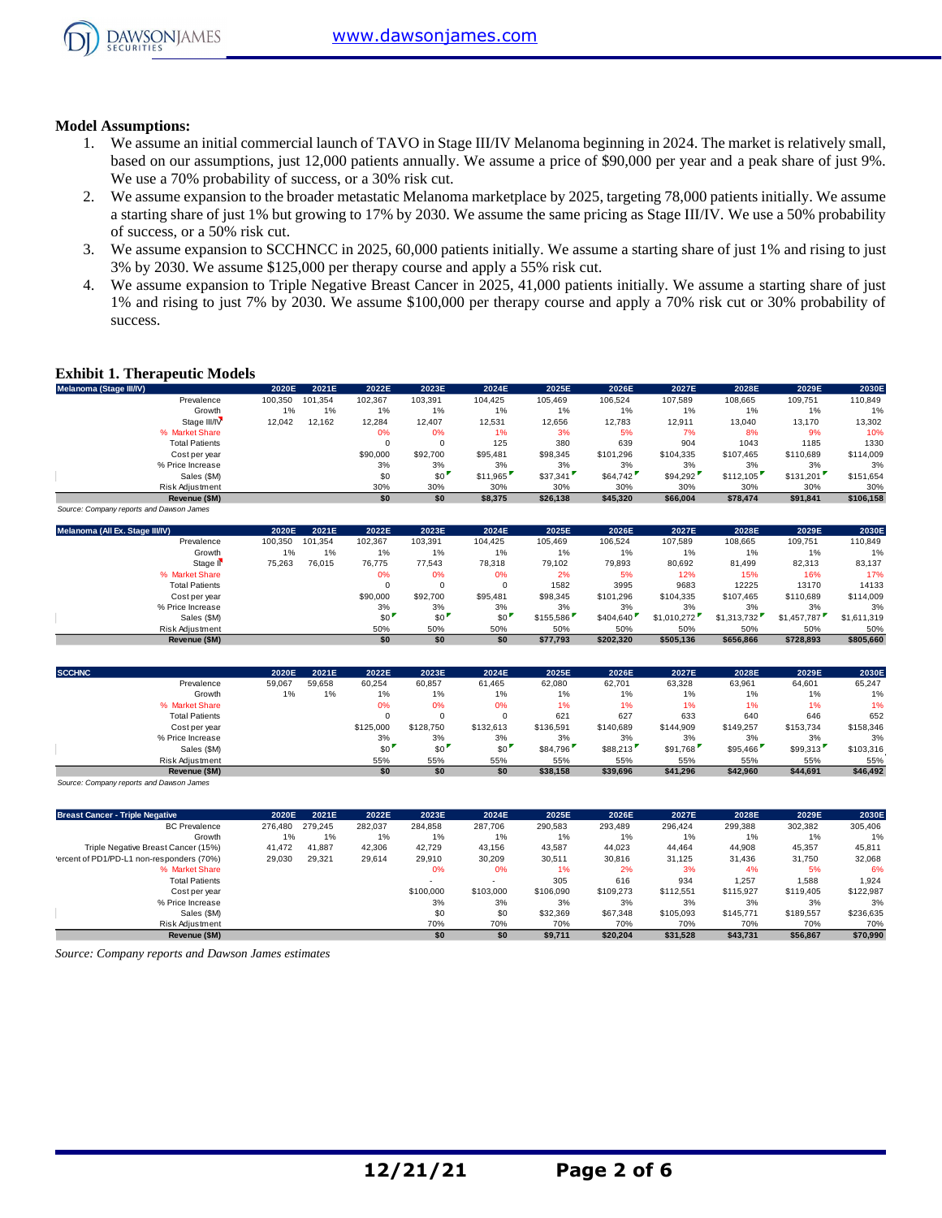**Model Assumptions:**

1. We assume an initial commercial launch of TAVO in Stage III/IV Melanoma beginning in 2024. The market is relatively small, based on our assumptions, just 12,000 patients annually. We assume a price of $90,000 per year and a peak share of just 9%. We use a 70% probability of success, or a 30% risk cut.
2. We assume expansion to the broader metastatic Melanoma marketplace by 2025, targeting 78,000 patients initially. We assume a starting share of just 1% but growing to 17% by 2030. We assume the same pricing as Stage III/IV. We use a 50% probability of success, or a 50% risk cut.
3. We assume expansion to SCCHNCC in 2025, 60,000 patients initially. We assume a starting share of just 1% and rising to just 3% by 2030. We assume $125,000 per therapy course and apply a 55% risk cut.
4. We assume expansion to Triple Negative Breast Cancer in 2025, 41,000 patients initially. We assume a starting share of just 1% and rising to just 7% by 2030. We assume $100,000 per therapy course and apply a 70% risk cut or 30% probability of success.

**Exhibit 1. Therapeutic Models**

| Melanoma (Stage III/IV) | 2020E | 2021E | 2022E | 2023E | 2024E | 2025E | 2026E | 2027E | 2028E | 2029E | 2030E |
|---|---|---|---|---|---|---|---|---|---|---|---|
| Prevalence | 100,350 | 101,354 | 102,367 | 103,391 | 104,425 | 105,469 | 106,524 | 107,589 | 108,665 | 109,751 | 110,849 |
| Growth | 1% | 1% | 1% | 1% | 1% | 1% | 1% | 1% | 1% | 1% | 1% |
| Stage III/IV | 12,042 | 12,162 | 12,284 | 12,407 | 12,531 | 12,656 | 12,783 | 12,911 | 13,040 | 13,170 | 13,302 |
| % Market Share | | | 0% | 0% | 1% | 3% | 5% | 7% | 8% | 9% | 10% |
| Total Patients | | | 0 | 0 | 125 | 380 | 639 | 904 | 1043 | 1185 | 1330 |
| Cost per year | | | $90,000 | $92,700 | $95,481 | $98,345 | $101,296 | $104,335 | $107,465 | $110,689 | $114,009 |
| % Price Increase | | | 3% | 3% | 3% | 3% | 3% | 3% | 3% | 3% | 3% |
| Sales ($M) | | | $0 | $0 | $11,965 | $37,341 | $64,742 | $94,292 | $112,105 | $131,201 | $151,654 |
| Risk Adjustment | | | 30% | 30% | 30% | 30% | 30% | 30% | 30% | 30% | 30% |
| **Revenue ($M)** | | | **$0** | **$0** | **$8,375** | **$26,138** | **$45,320** | **$66,004** | **$78,474** | **$91,841** | **$106,158** |

*Source: Company reports and Dawson James*

| Melanoma (All Ex. Stage III/IV) | 2020E | 2021E | 2022E | 2023E | 2024E | 2025E | 2026E | 2027E | 2028E | 2029E | 2030E |
|---|---|---|---|---|---|---|---|---|---|---|---|
| Prevalence | 100,350 | 101,354 | 102,367 | 103,391 | 104,425 | 105,469 | 106,524 | 107,589 | 108,665 | 109,751 | 110,849 |
| Growth | 1% | 1% | 1% | 1% | 1% | 1% | 1% | 1% | 1% | 1% | 1% |
| Stage II | 75,263 | 76,015 | 76,775 | 77,543 | 78,318 | 79,102 | 79,893 | 80,692 | 81,499 | 82,313 | 83,137 |
| % Market Share | | | 0% | 0% | 0% | 2% | 5% | 12% | 15% | 16% | 17% |
| Total Patients | | | 0 | 0 | 0 | 1582 | 3995 | 9683 | 12225 | 13170 | 14133 |
| Cost per year | | | $90,000 | $92,700 | $95,481 | $98,345 | $101,296 | $104,335 | $107,465 | $110,689 | $114,009 |
| % Price Increase | | | 3% | 3% | 3% | 3% | 3% | 3% | 3% | 3% | 3% |
| Sales ($M) | | | $0 | $0 | $0 | $155,586 | $404,640 | $1,010,272 | $1,313,732 | $1,457,787 | $1,611,319 |
| Risk Adjustment | | | 50% | 50% | 50% | 50% | 50% | 50% | 50% | 50% | 50% |
| **Revenue ($M)** | | | **$0** | **$0** | **$0** | **$77,793** | **$202,320** | **$505,136** | **$656,866** | **$728,893** | **$805,660** |

| SCCHNC | 2020E | 2021E | 2022E | 2023E | 2024E | 2025E | 2026E | 2027E | 2028E | 2029E | 2030E |
|---|---|---|---|---|---|---|---|---|---|---|---|
| Prevalence | 59,067 | 59,658 | 60,254 | 60,857 | 61,465 | 62,080 | 62,701 | 63,328 | 63,961 | 64,601 | 65,247 |
| Growth | 1% | 1% | 1% | 1% | 1% | 1% | 1% | 1% | 1% | 1% | 1% |
| % Market Share | | | 0% | 0% | 0% | 1% | 1% | 1% | 1% | 1% | 1% |
| Total Patients | | | 0 | 0 | 0 | 621 | 627 | 633 | 640 | 646 | 652 |
| Cost per year | | | $125,000 | $128,750 | $132,613 | $136,591 | $140,689 | $144,909 | $149,257 | $153,734 | $158,346 |
| % Price Increase | | | 3% | 3% | 3% | 3% | 3% | 3% | 3% | 3% | 3% |
| Sales ($M) | | | $0 | $0 | $0 | $84,796 | $88,213 | $91,768 | $95,466 | $99,313 | $103,316 |
| Risk Adjustment | | | 55% | 55% | 55% | 55% | 55% | 55% | 55% | 55% | 55% |
| **Revenue ($M)** | | | **$0** | **$0** | **$0** | **$38,158** | **$39,696** | **$41,296** | **$42,960** | **$44,691** | **$46,492** |

*Source: Company reports and Dawson James*

| Breast Cancer - Triple Negative | 2020E | 2021E | 2022E | 2023E | 2024E | 2025E | 2026E | 2027E | 2028E | 2029E | 2030E |
|---|---|---|---|---|---|---|---|---|---|---|---|
| BC Prevalence | 276,480 | 279,245 | 282,037 | 284,858 | 287,706 | 290,583 | 293,489 | 296,424 | 299,388 | 302,382 | 305,406 |
| Growth | 1% | 1% | 1% | 1% | 1% | 1% | 1% | 1% | 1% | 1% | 1% |
| Triple Negative Breast Cancer (15%) | 41,472 | 41,887 | 42,306 | 42,729 | 43,156 | 43,587 | 44,023 | 44,464 | 44,908 | 45,357 | 45,811 |
| Percent of PD1/PD-L1 non-responders (70%) | 29,030 | 29,321 | 29,614 | 29,910 | 30,209 | 30,511 | 30,816 | 31,125 | 31,436 | 31,750 | 32,068 |
| % Market Share | | | | 0% | 0% | 1% | 2% | 3% | 4% | 5% | 6% |
| Total Patients | | | | - | - | 305 | 616 | 934 | 1,257 | 1,588 | 1,924 |
| Cost per year | | | | $100,000 | $103,000 | $106,090 | $109,273 | $112,551 | $115,927 | $119,405 | $122,987 |
| % Price Increase | | | | 3% | 3% | 3% | 3% | 3% | 3% | 3% | 3% |
| Sales ($M) | | | | $0 | $0 | $32,369 | $67,348 | $105,093 | $145,771 | $189,557 | $236,635 |
| Risk Adjustment | | | | 70% | 70% | 70% | 70% | 70% | 70% | 70% | 70% |
| **Revenue ($M)** | | | | **$0** | **$0** | **$9,711** | **$20,204** | **$31,528** | **$43,731** | **$56,867** | **$70,990** |

*Source: Company reports and Dawson James estimates*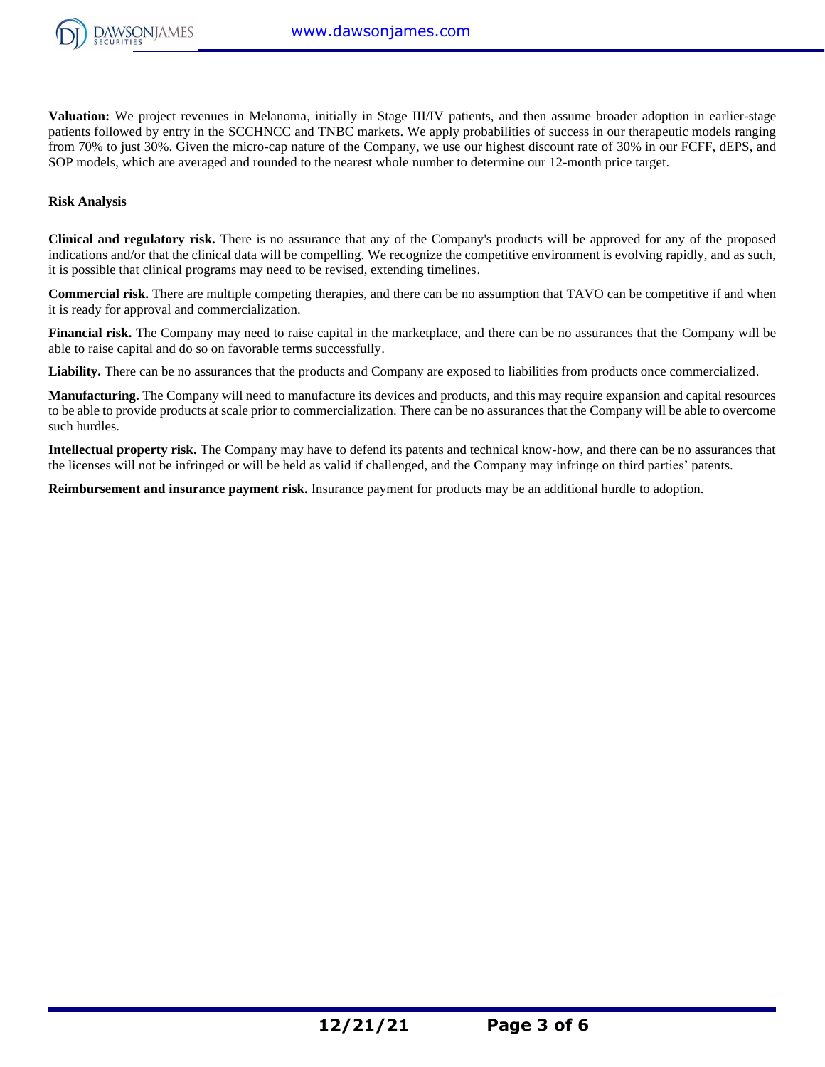**Valuation:** We project revenues in Melanoma, initially in Stage III/IV patients, and then assume broader adoption in earlier-stage patients followed by entry in the SCCHNCC and TNBC markets. We apply probabilities of success in our therapeutic models ranging from 70% to just 30%. Given the micro-cap nature of the Company, we use our highest discount rate of 30% in our FCFF, dEPS, and SOP models, which are averaged and rounded to the nearest whole number to determine our 12-month price target.

**Risk Analysis**

**Clinical and regulatory risk.** There is no assurance that any of the Company's products will be approved for any of the proposed indications and/or that the clinical data will be compelling. We recognize the competitive environment is evolving rapidly, and as such, it is possible that clinical programs may need to be revised, extending timelines.

**Commercial risk.** There are multiple competing therapies, and there can be no assumption that TAVO can be competitive if and when it is ready for approval and commercialization.

**Financial risk.** The Company may need to raise capital in the marketplace, and there can be no assurances that the Company will be able to raise capital and do so on favorable terms successfully.

**Liability.** There can be no assurances that the products and Company are exposed to liabilities from products once commercialized.

**Manufacturing.** The Company will need to manufacture its devices and products, and this may require expansion and capital resources to be able to provide products at scale prior to commercialization. There can be no assurances that the Company will be able to overcome such hurdles.

**Intellectual property risk.** The Company may have to defend its patents and technical know-how, and there can be no assurances that the licenses will not be infringed or will be held as valid if challenged, and the Company may infringe on third parties' patents.

**Reimbursement and insurance payment risk.** Insurance payment for products may be an additional hurdle to adoption.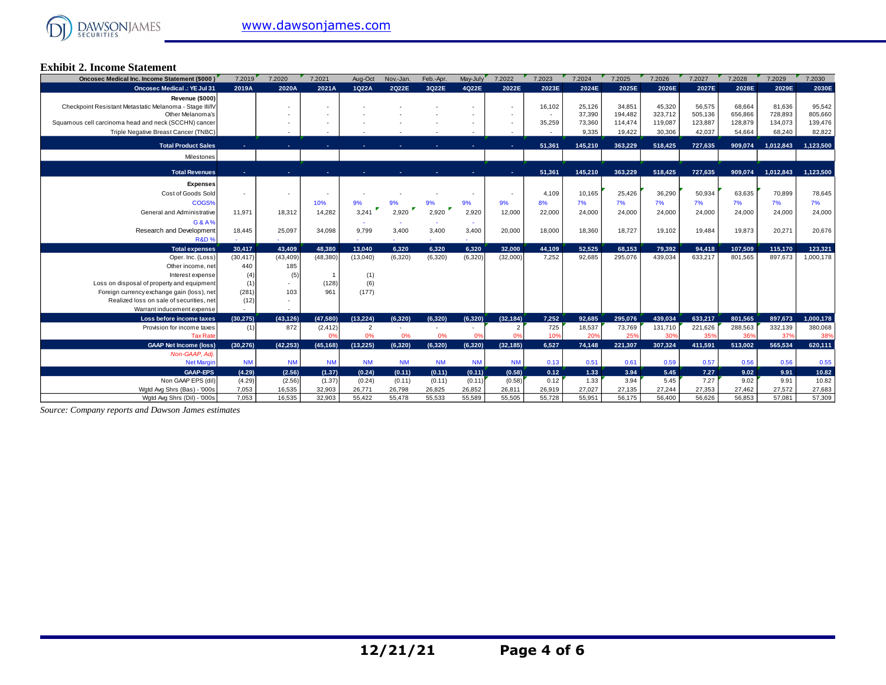**Exhibit 2. Income Statement**

| Oncosec Medical Inc. Income Statement ($000 ) | 7.2019 | 7.2020 | 7.2021 | Aug-Oct | Nov.-Jan. | Feb.-Apr. | May-July | 7.2022 | 7.2023 | 7.2024 | 7.2025 | 7.2026 | 7.2027 | 7.2028 | 7.2029 | 7.2030 |
|---|---|---|---|---|---|---|---|---|---|---|---|---|---|---|---|---|
| **Oncosec Medical .: YE Jul 31** | **2019A** | **2020A** | **2021A** | **1Q22A** | **2Q22E** | **3Q22E** | **4Q22E** | **2022E** | **2023E** | **2024E** | **2025E** | **2026E** | **2027E** | **2028E** | **2029E** | **2030E** |
| **Revenue ($000)** | | | | | | | | | | | | | | | | |
| Checkpoint Resistant Metastatic Melanoma - Stage III/IV | | - | - | - | - | - | - | - | 16,102 | 25,126 | 34,851 | 45,320 | 56,575 | 68,664 | 81,636 | 95,542 |
| Other Melanoma's | | - | - | - | - | - | - | - | - | 37,390 | 194,482 | 323,712 | 505,136 | 656,866 | 728,893 | 805,660 |
| Squamous cell carcinoma head and neck (SCCHN) cancer | | - | - | - | - | - | - | - | 35,259 | 73,360 | 114,474 | 119,087 | 123,887 | 128,879 | 134,073 | 139,476 |
| Triple Negative Breast Cancer (TNBC) | | - | - | - | - | - | - | - | - | 9,335 | 19,422 | 30,306 | 42,037 | 54,664 | 68,240 | 82,822 |
| **Total Product Sales** | - | - | - | - | - | - | - | - | 51,361 | 145,210 | 363,229 | 518,425 | 727,635 | 909,074 | 1,012,843 | 1,123,500 |
| Milestones | | | | | | | | | | | | | | | | |
| **Total Revenues** | - | - | - | - | - | - | - | - | 51,361 | 145,210 | 363,229 | 518,425 | 727,635 | 909,074 | 1,012,843 | 1,123,500 |
| **Expenses** | | | | | | | | | | | | | | | | |
| Cost of Goods Sold | - | - | - | - | - | - | - | - | 4,109 | 10,165 | 25,426 | 36,290 | 50,934 | 63,635 | 70,899 | 78,645 |
| COGS% | | | 10% | 9% | 9% | 9% | 9% | 9% | 8% | 7% | 7% | 7% | 7% | 7% | 7% | 7% |
| General and Administrative | 11,971 | 18,312 | 14,282 | 3,241 | 2,920 | 2,920 | 2,920 | 12,000 | 22,000 | 24,000 | 24,000 | 24,000 | 24,000 | 24,000 | 24,000 | 24,000 |
| G & A % | | | | - | - | - | - | | | | | | | | | |
| Research and Development | 18,445 | 25,097 | 34,098 | 9,799 | 3,400 | 3,400 | 3,400 | 20,000 | 18,000 | 18,360 | 18,727 | 19,102 | 19,484 | 19,873 | 20,271 | 20,676 |
| R&D % | - | - | | - | - | - | - | | | | | | | | | |
| **Total expenses** | 30,417 | 43,409 | 48,380 | 13,040 | 6,320 | 6,320 | 6,320 | 32,000 | 44,109 | 52,525 | 68,153 | 79,392 | 94,418 | 107,509 | 115,170 | 123,321 |
| Oper. Inc. (Loss) | (30,417) | (43,409) | (48,380) | (13,040) | (6,320) | (6,320) | (6,320) | (32,000) | 7,252 | 92,685 | 295,076 | 439,034 | 633,217 | 801,565 | 897,673 | 1,000,178 |
| Other income, net | 440 | 185 | | | | | | | | | | | | | | |
| Interest expense | (4) | (5) | 1 | (1) | | | | | | | | | | | | |
| Loss on disposal of property and equipment | (1) | - | (128) | (6) | | | | | | | | | | | | |
| Foreign currency exchange gain (loss), net | (281) | 103 | 961 | (177) | | | | | | | | | | | | |
| Realized loss on sale of securities, net | (12) | - | | | | | | | | | | | | | | |
| Warrant inducement expense | - | - | | | | | | | | | | | | | | |
| **Loss before income taxes** | (30,275) | (43,126) | (47,580) | (13,224) | (6,320) | (6,320) | (6,320) | (32,184) | 7,252 | 92,685 | 295,076 | 439,034 | 633,217 | 801,565 | 897,673 | 1,000,178 |
| Provision for income taxes | (1) | 872 | (2,412) | 2 | - | - | - | 2 | 725 | 18,537 | 73,769 | 131,710 | 221,626 | 288,563 | 332,139 | 380,068 |
| Tax Rate | | | 0% | 0% | 0% | 0% | 0% | 0% | 10% | 20% | 25% | 30% | 35% | 36% | 37% | 38% |
| **GAAP Net Income (loss)** | (30,276) | (42,253) | (45,168) | (13,225) | (6,320) | (6,320) | (6,320) | (32,185) | 6,527 | 74,148 | 221,307 | 307,324 | 411,591 | 513,002 | 565,534 | 620,111 |
| *Non-GAAP, Adj.* | | | | | | | | | | | | | | | | |
| Net Margin | NM | NM | NM | NM | NM | NM | NM | NM | 0.13 | 0.51 | 0.61 | 0.59 | 0.57 | 0.56 | 0.56 | 0.55 |
| **GAAP-EPS** | (4.29) | (2.56) | (1.37) | (0.24) | (0.11) | (0.11) | (0.11) | (0.58) | 0.12 | 1.33 | 3.94 | 5.45 | 7.27 | 9.02 | 9.91 | 10.82 |
| Non GAAP EPS (dil) | (4.29) | (2.56) | (1.37) | (0.24) | (0.11) | (0.11) | (0.11) | (0.58) | 0.12 | 1.33 | 3.94 | 5.45 | 7.27 | 9.02 | 9.91 | 10.82 |
| Wgtd Avg Shrs (Bas) - '000s | 7,053 | 16,535 | 32,903 | 26,771 | 26,798 | 26,825 | 26,852 | 26,811 | 26,919 | 27,027 | 27,135 | 27,244 | 27,353 | 27,462 | 27,572 | 27,683 |
| Wgtd Avg Shrs (Dil) - '000s | 7,053 | 16,535 | 32,903 | 55,422 | 55,478 | 55,533 | 55,589 | 55,505 | 55,728 | 55,951 | 56,175 | 56,400 | 56,626 | 56,853 | 57,081 | 57,309 |

*Source: Company reports and Dawson James estimates*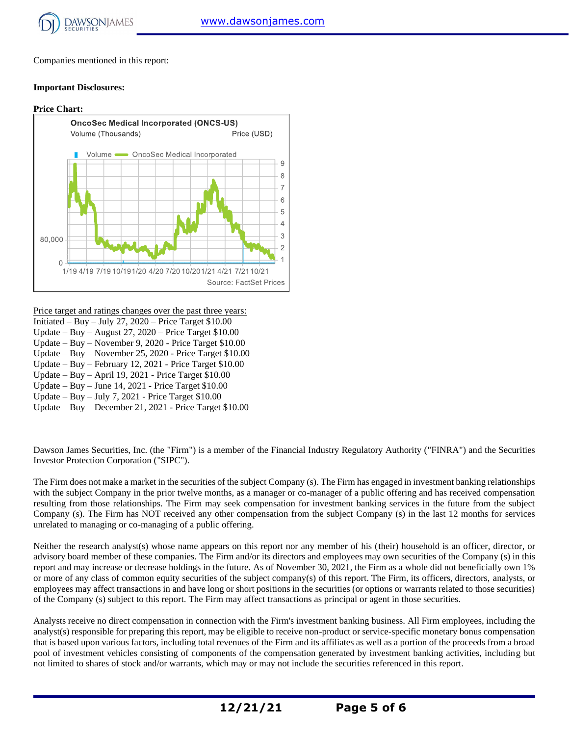Companies mentioned in this report:

**Important Disclosures:**

**Price Chart:**

OncoSec Medical Incorporated (ONCS-US)

Volume (Thousands) Price (USD)

Volume — OncoSec Medical Incorporated

Source: FactSet Prices

Price target and ratings changes over the past three years:

Initiated – Buy – July 27, 2020 – Price Target $10.00
Update – Buy – August 27, 2020 – Price Target $10.00
Update – Buy – November 9, 2020 - Price Target $10.00
Update – Buy – November 25, 2020 - Price Target $10.00
Update – Buy – February 12, 2021 - Price Target $10.00
Update – Buy – April 19, 2021 - Price Target $10.00
Update – Buy – June 14, 2021 - Price Target $10.00
Update – Buy – July 7, 2021 - Price Target $10.00
Update – Buy – December 21, 2021 - Price Target $10.00

Dawson James Securities, Inc. (the "Firm") is a member of the Financial Industry Regulatory Authority ("FINRA") and the Securities Investor Protection Corporation ("SIPC").

The Firm does not make a market in the securities of the subject Company (s). The Firm has engaged in investment banking relationships with the subject Company in the prior twelve months, as a manager or co-manager of a public offering and has received compensation resulting from those relationships. The Firm may seek compensation for investment banking services in the future from the subject Company (s). The Firm has NOT received any other compensation from the subject Company (s) in the last 12 months for services unrelated to managing or co-managing of a public offering.

Neither the research analyst(s) whose name appears on this report nor any member of his (their) household is an officer, director, or advisory board member of these companies. The Firm and/or its directors and employees may own securities of the Company (s) in this report and may increase or decrease holdings in the future. As of November 30, 2021, the Firm as a whole did not beneficially own 1% or more of any class of common equity securities of the subject company(s) of this report. The Firm, its officers, directors, analysts, or employees may affect transactions in and have long or short positions in the securities (or options or warrants related to those securities) of the Company (s) subject to this report. The Firm may affect transactions as principal or agent in those securities.

Analysts receive no direct compensation in connection with the Firm's investment banking business. All Firm employees, including the analyst(s) responsible for preparing this report, may be eligible to receive non-product or service-specific monetary bonus compensation that is based upon various factors, including total revenues of the Firm and its affiliates as well as a portion of the proceeds from a broad pool of investment vehicles consisting of components of the compensation generated by investment banking activities, including but not limited to shares of stock and/or warrants, which may or may not include the securities referenced in this report.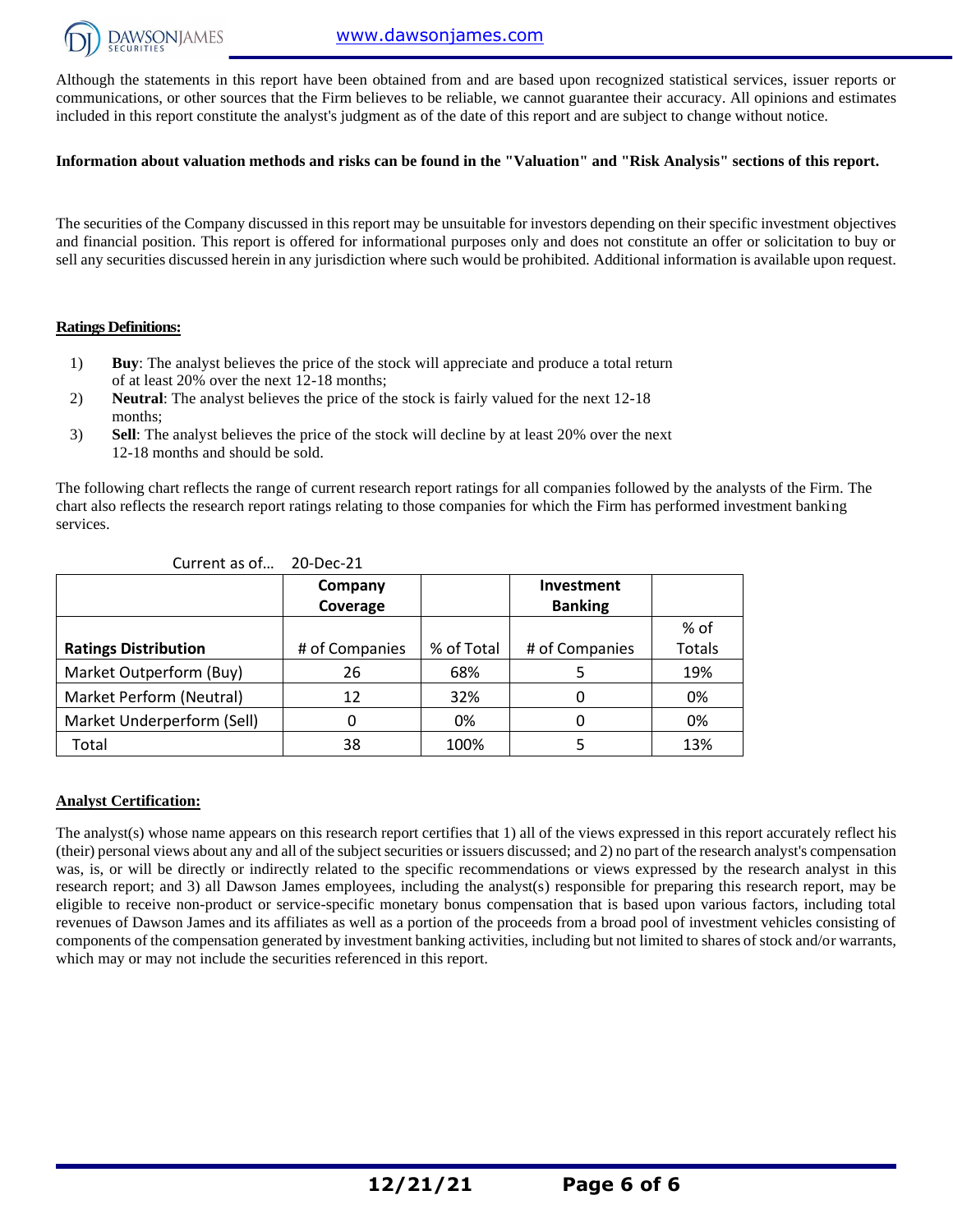Although the statements in this report have been obtained from and are based upon recognized statistical services, issuer reports or communications, or other sources that the Firm believes to be reliable, we cannot guarantee their accuracy. All opinions and estimates included in this report constitute the analyst's judgment as of the date of this report and are subject to change without notice.

**Information about valuation methods and risks can be found in the "Valuation" and "Risk Analysis" sections of this report.**

The securities of the Company discussed in this report may be unsuitable for investors depending on their specific investment objectives and financial position. This report is offered for informational purposes only and does not constitute an offer or solicitation to buy or sell any securities discussed herein in any jurisdiction where such would be prohibited. Additional information is available upon request.

**Ratings Definitions:**

1) **Buy**: The analyst believes the price of the stock will appreciate and produce a total return of at least 20% over the next 12-18 months;
2) **Neutral**: The analyst believes the price of the stock is fairly valued for the next 12-18 months;
3) **Sell**: The analyst believes the price of the stock will decline by at least 20% over the next 12-18 months and should be sold.

The following chart reflects the range of current research report ratings for all companies followed by the analysts of the Firm. The chart also reflects the research report ratings relating to those companies for which the Firm has performed investment banking services.

Current as of... 20-Dec-21

| | Company Coverage | | Investment Banking | |
|---|---|---|---|---|
| **Ratings Distribution** | # of Companies | % of Total | # of Companies | % of Totals |
| Market Outperform (Buy) | 26 | 68% | 5 | 19% |
| Market Perform (Neutral) | 12 | 32% | 0 | 0% |
| Market Underperform (Sell) | 0 | 0% | 0 | 0% |
| Total | 38 | 100% | 5 | 13% |

**Analyst Certification:**

The analyst(s) whose name appears on this research report certifies that 1) all of the views expressed in this report accurately reflect his (their) personal views about any and all of the subject securities or issuers discussed; and 2) no part of the research analyst's compensation was, is, or will be directly or indirectly related to the specific recommendations or views expressed by the research analyst in this research report; and 3) all Dawson James employees, including the analyst(s) responsible for preparing this research report, may be eligible to receive non-product or service-specific monetary bonus compensation that is based upon various factors, including total revenues of Dawson James and its affiliates as well as a portion of the proceeds from a broad pool of investment vehicles consisting of components of the compensation generated by investment banking activities, including but not limited to shares of stock and/or warrants, which may or may not include the securities referenced in this report.